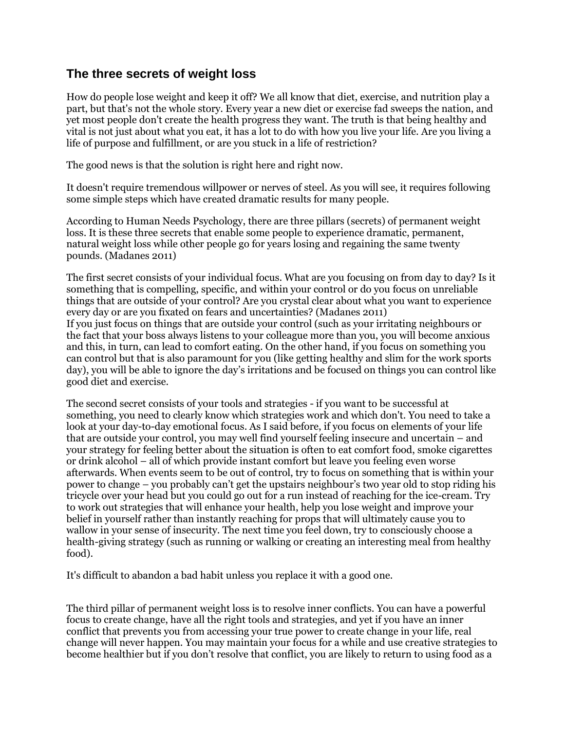## The three secrets of weight loss

How do people lose weight and keep it off? We all know that diet, exercise, and nutrition play a part, but that's not the whole story. Every year a new diet or exercise fad sweeps the nation, and yet most people don't create the health progress they want. The truth is that being healthy and vital is not just about what you eat, it has a lot to do with how you live your life. Are you living a life of purpose and fulfillment, or are you stuck in a life of restriction?

The good news is that the solution is right here and right now.

It doesn't require tremendous willpower or nerves of steel. As you will see, it requires following some simple steps which have created dramatic results for many people.

According to Human Needs Psychology, there are three pillars (secrets) of permanent weight loss. It is these three secrets that enable some people to experience dramatic, permanent, natural weight loss while other people go for years losing and regaining the same twenty pounds. (Madanes 2011)

The first secret consists of your individual focus. What are you focusing on from day to day? Is it something that is compelling, specific, and within your control or do you focus on unreliable things that are outside of your control? Are you crystal clear about what you want to experience every day or are you fixated on fears and uncertainties? (Madanes 2011)
If you just focus on things that are outside your control (such as your irritating neighbours or the fact that your boss always listens to your colleague more than you, you will become anxious and this, in turn, can lead to comfort eating. On the other hand, if you focus on something you can control but that is also paramount for you (like getting healthy and slim for the work sports day), you will be able to ignore the day's irritations and be focused on things you can control like good diet and exercise.

The second secret consists of your tools and strategies - if you want to be successful at something, you need to clearly know which strategies work and which don't. You need to take a look at your day-to-day emotional focus. As I said before, if you focus on elements of your life that are outside your control, you may well find yourself feeling insecure and uncertain – and your strategy for feeling better about the situation is often to eat comfort food, smoke cigarettes or drink alcohol – all of which provide instant comfort but leave you feeling even worse afterwards. When events seem to be out of control, try to focus on something that is within your power to change – you probably can't get the upstairs neighbour's two year old to stop riding his tricycle over your head but you could go out for a run instead of reaching for the ice-cream. Try to work out strategies that will enhance your health, help you lose weight and improve your belief in yourself rather than instantly reaching for props that will ultimately cause you to wallow in your sense of insecurity. The next time you feel down, try to consciously choose a health-giving strategy (such as running or walking or creating an interesting meal from healthy food).

It's difficult to abandon a bad habit unless you replace it with a good one.

The third pillar of permanent weight loss is to resolve inner conflicts. You can have a powerful focus to create change, have all the right tools and strategies, and yet if you have an inner conflict that prevents you from accessing your true power to create change in your life, real change will never happen. You may maintain your focus for a while and use creative strategies to become healthier but if you don't resolve that conflict, you are likely to return to using food as a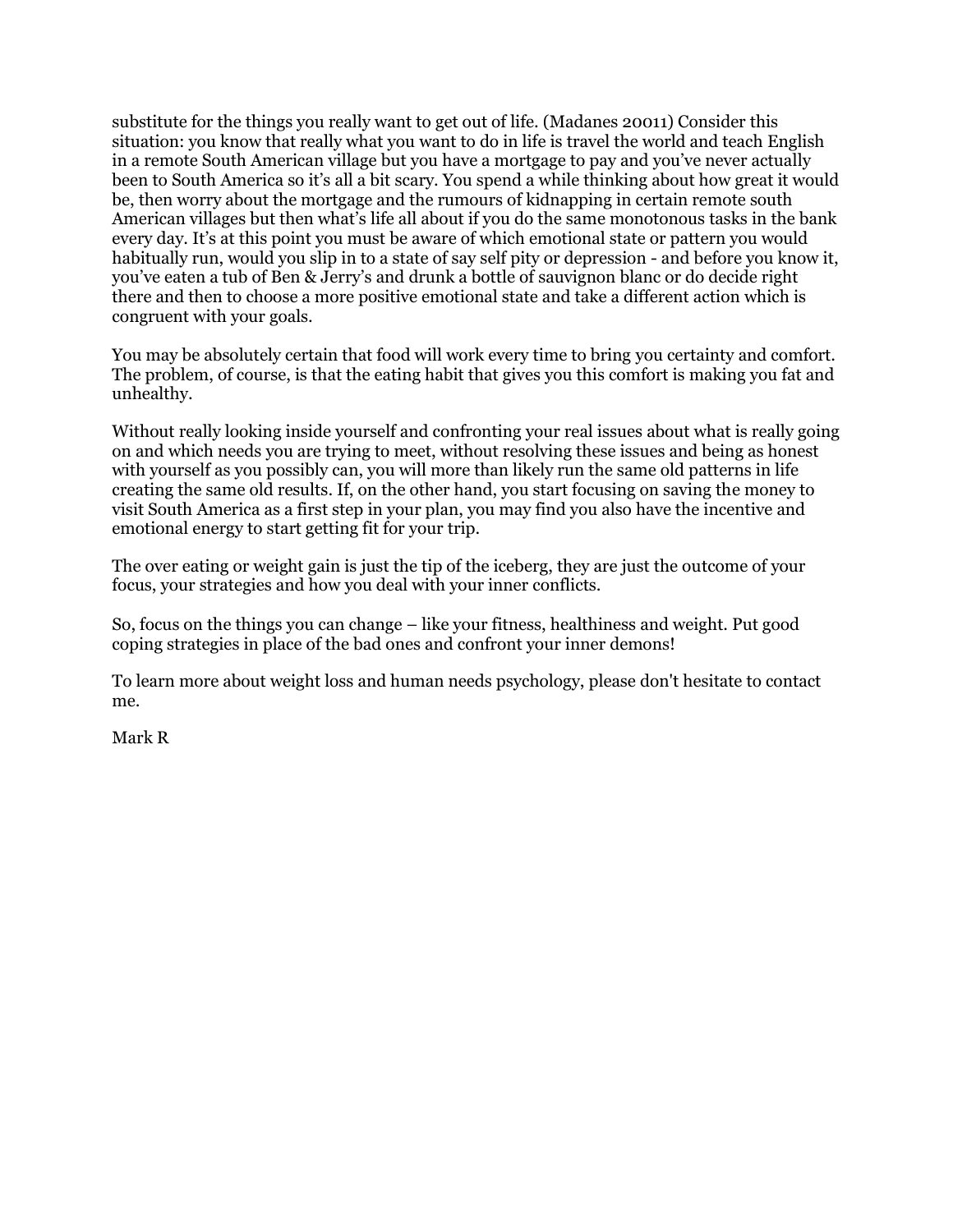substitute for the things you really want to get out of life. (Madanes 20011) Consider this situation: you know that really what you want to do in life is travel the world and teach English in a remote South American village but you have a mortgage to pay and you've never actually been to South America so it's all a bit scary. You spend a while thinking about how great it would be, then worry about the mortgage and the rumours of kidnapping in certain remote south American villages but then what's life all about if you do the same monotonous tasks in the bank every day. It's at this point you must be aware of which emotional state or pattern you would habitually run, would you slip in to a state of say self pity or depression - and before you know it, you've eaten a tub of Ben & Jerry's and drunk a bottle of sauvignon blanc or do decide right there and then to choose a more positive emotional state and take a different action which is congruent with your goals.

You may be absolutely certain that food will work every time to bring you certainty and comfort. The problem, of course, is that the eating habit that gives you this comfort is making you fat and unhealthy.

Without really looking inside yourself and confronting your real issues about what is really going on and which needs you are trying to meet, without resolving these issues and being as honest with yourself as you possibly can, you will more than likely run the same old patterns in life creating the same old results. If, on the other hand, you start focusing on saving the money to visit South America as a first step in your plan, you may find you also have the incentive and emotional energy to start getting fit for your trip.

The over eating or weight gain is just the tip of the iceberg, they are just the outcome of your focus, your strategies and how you deal with your inner conflicts.

So, focus on the things you can change – like your fitness, healthiness and weight. Put good coping strategies in place of the bad ones and confront your inner demons!

To learn more about weight loss and human needs psychology, please don't hesitate to contact me.

Mark R